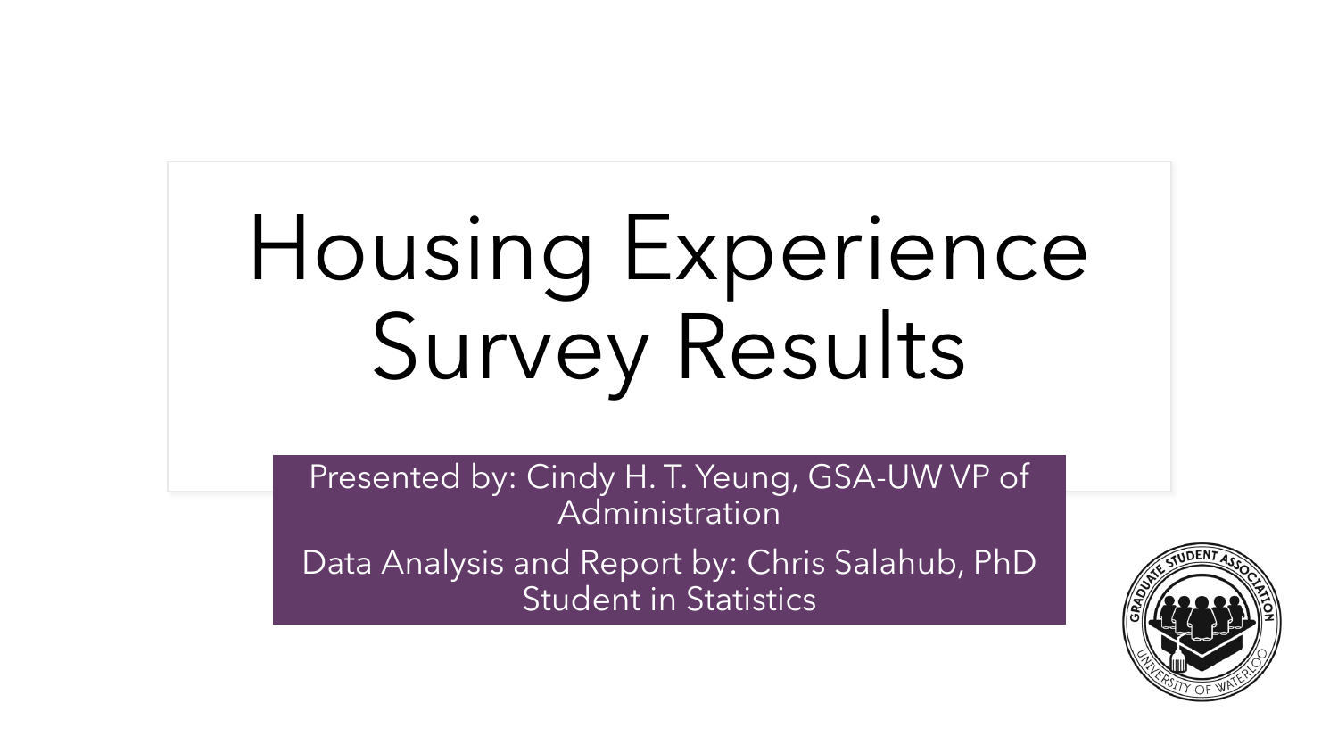# Housing Experience Survey Results

Presented by: Cindy H. T. Yeung, GSA-UW VP of Administration

Data Analysis and Report by: Chris Salahub, PhD Student in Statistics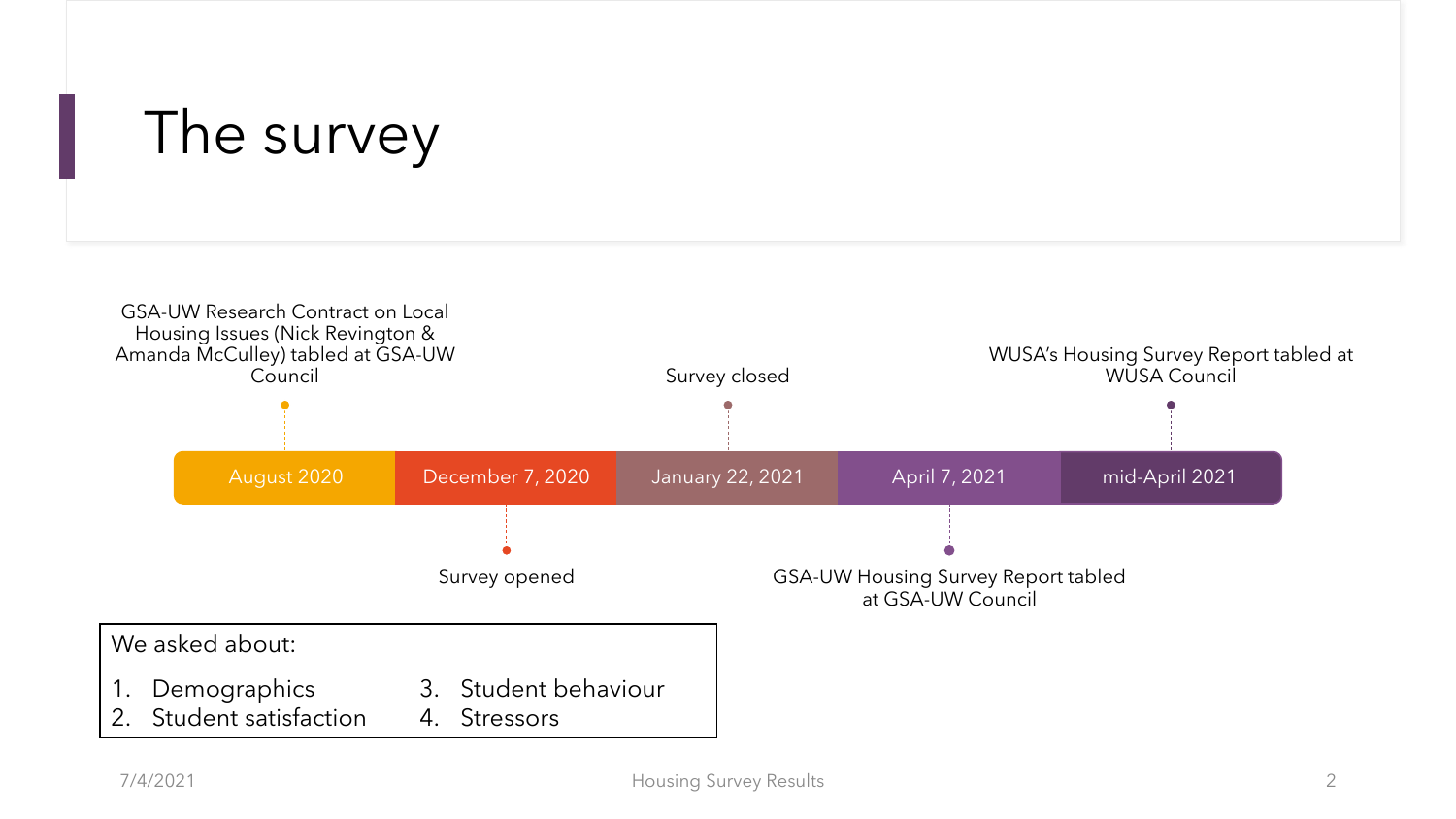# The survey

- **August 2020** – GSA-UW Research Contract on Local Housing Issues (Nick Revington & Amanda McCulley) tabled at GSA-UW Council
- **December 7, 2020** – Survey opened
- **January 22, 2021** – Survey closed
- **April 7, 2021** – GSA-UW Housing Survey Report tabled at GSA-UW Council
- **mid-April 2021** – WUSA's Housing Survey Report tabled at WUSA Council

We asked about:

1. Demographics
2. Student satisfaction
3. Student behaviour
4. Stressors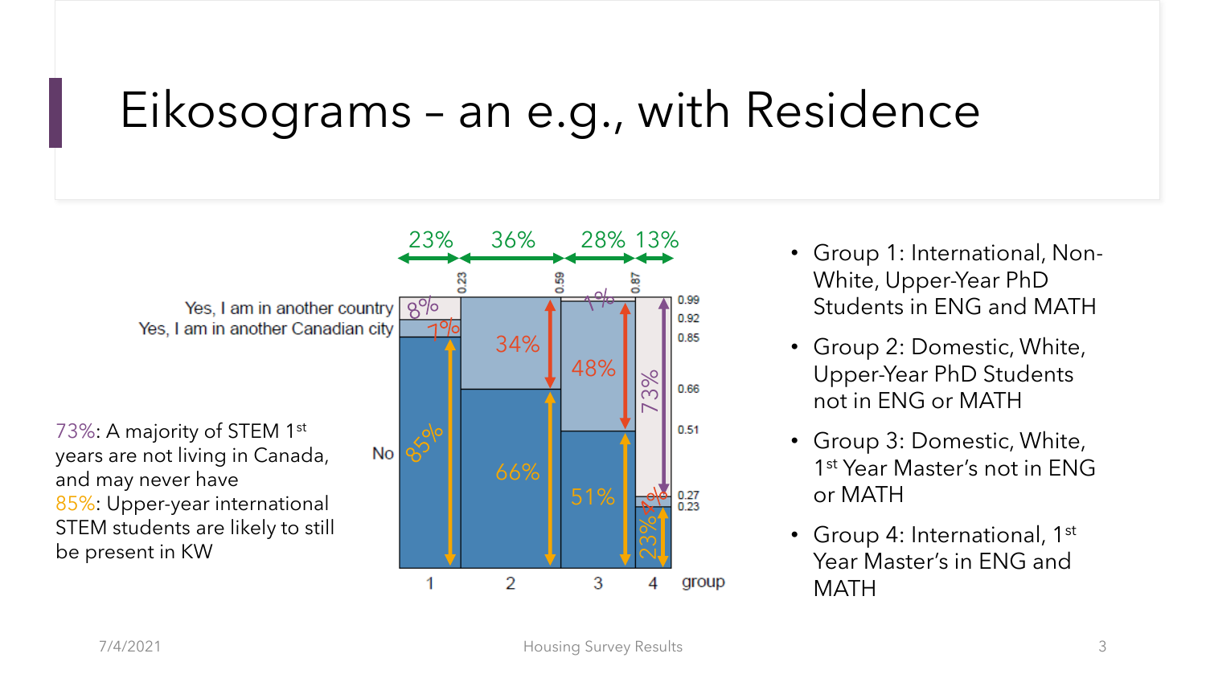# Eikosograms – an e.g., with Residence

73%: A majority of STEM 1st years are not living in Canada, and may never have

85%: Upper-year international STEM students are likely to still be present in KW

- Group 1: International, Non-White, Upper-Year PhD Students in ENG and MATH
- Group 2: Domestic, White, Upper-Year PhD Students not in ENG or MATH
- Group 3: Domestic, White, 1st Year Master's not in ENG or MATH
- Group 4: International, 1st Year Master's in ENG and MATH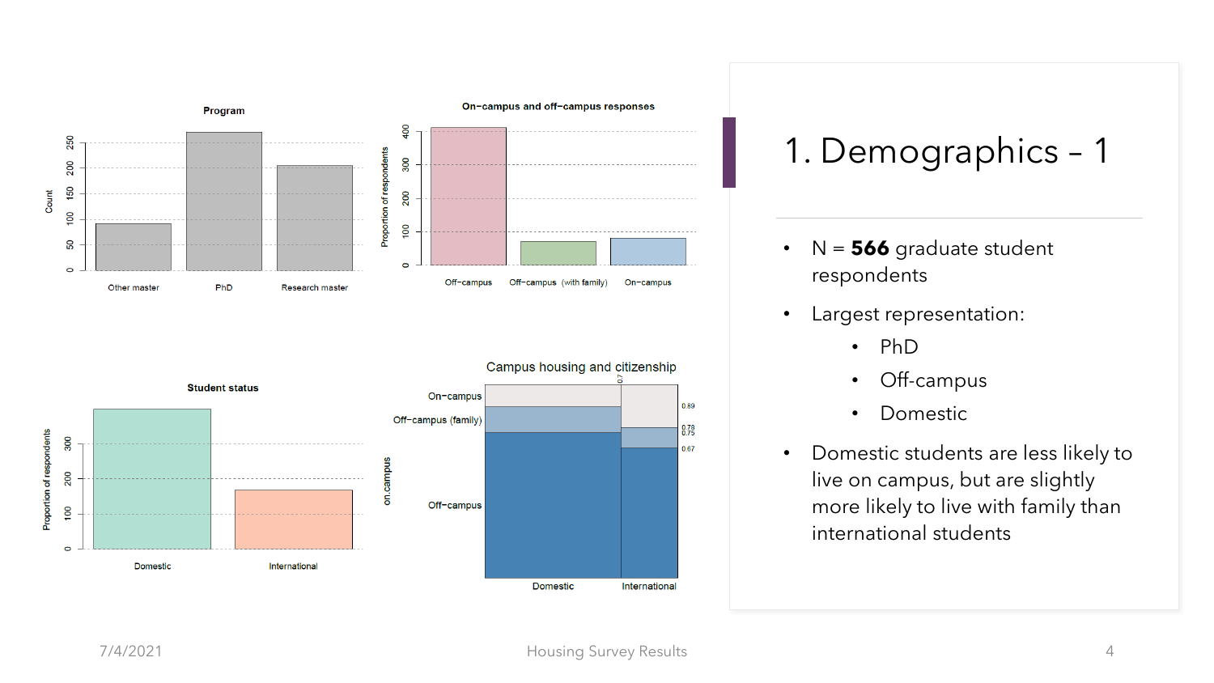# 1. Demographics – 1

- N = **566** graduate student respondents
- Largest representation:
  - PhD
  - Off-campus
  - Domestic
- Domestic students are less likely to live on campus, but are slightly more likely to live with family than international students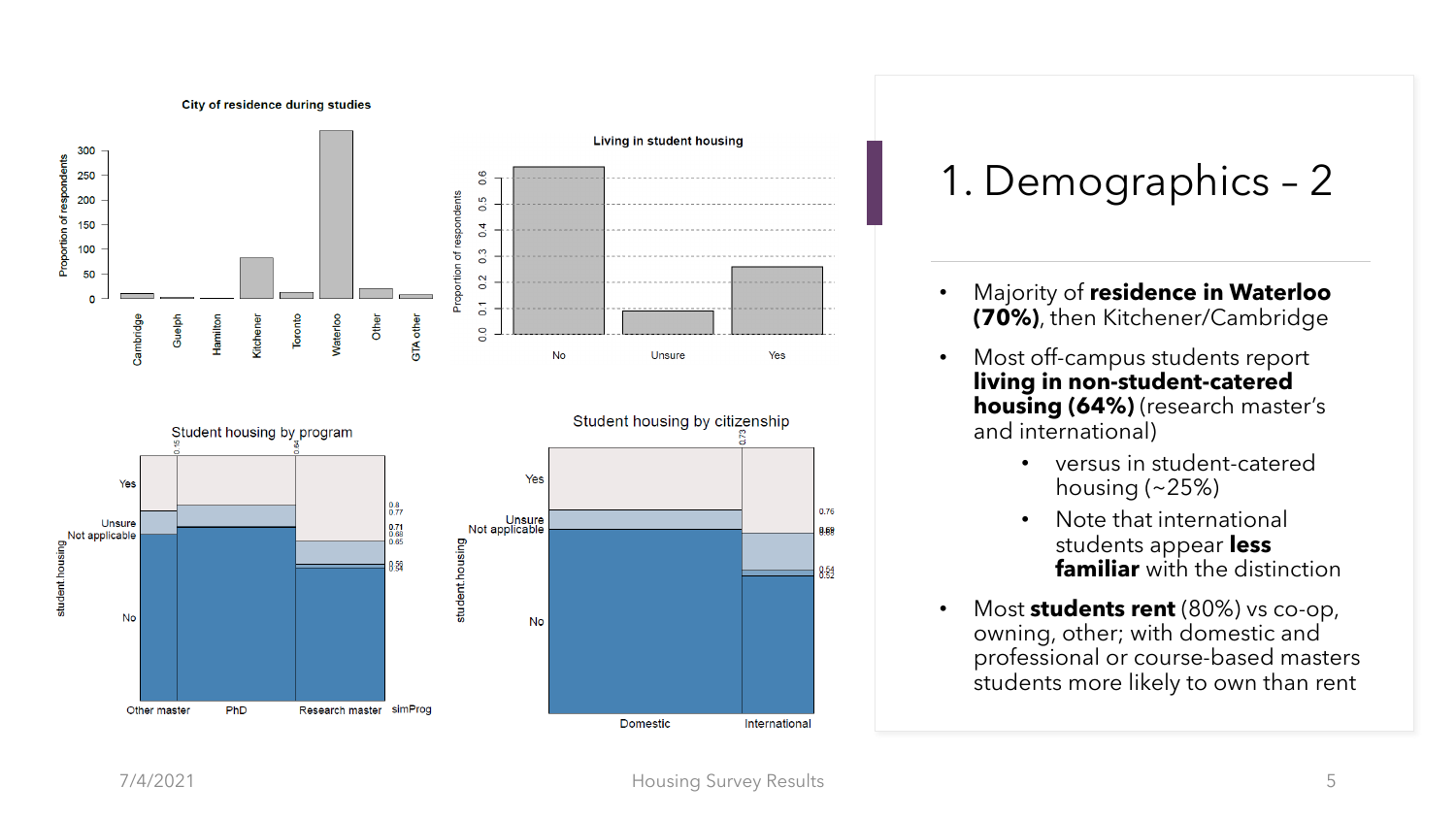# 1. Demographics – 2

- Majority of **residence in Waterloo (70%)**, then Kitchener/Cambridge
- Most off-campus students report **living in non-student-catered housing (64%)** (research master's and international)
  - versus in student-catered housing (~25%)
  - Note that international students appear **less familiar** with the distinction
- Most **students rent** (80%) vs co-op, owning, other; with domestic and professional or course-based masters students more likely to own than rent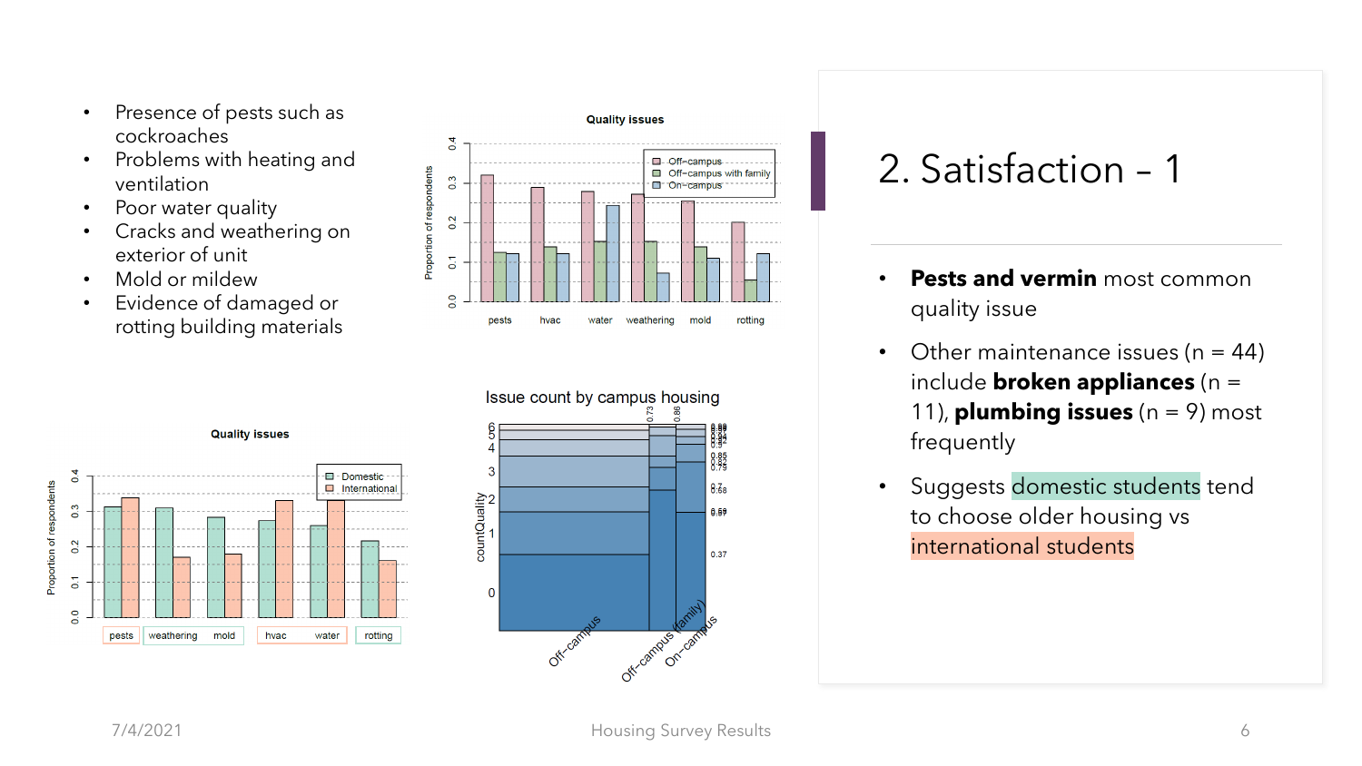# 2. Satisfaction – 1

- Presence of pests such as cockroaches
- Problems with heating and ventilation
- Poor water quality
- Cracks and weathering on exterior of unit
- Mold or mildew
- Evidence of damaged or rotting building materials

- **Pests and vermin** most common quality issue
- Other maintenance issues (n = 44) include **broken appliances** (n = 11), **plumbing issues** (n = 9) most frequently
- Suggests domestic students tend to choose older housing vs international students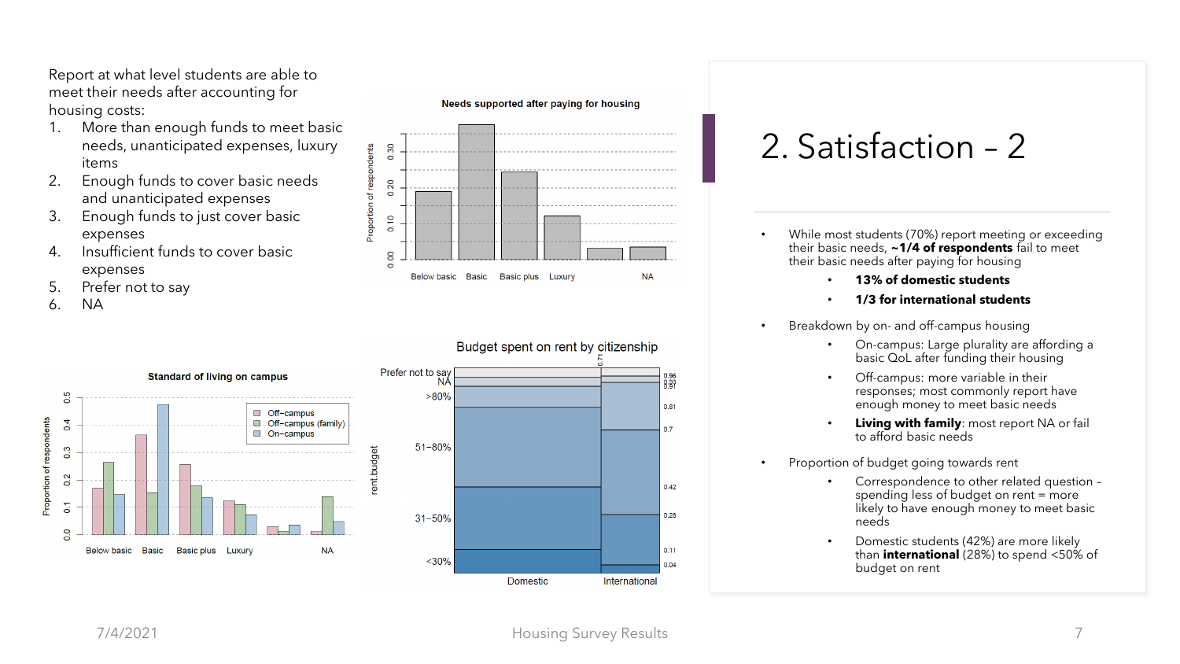# 2. Satisfaction – 2

Report at what level students are able to meet their needs after accounting for housing costs:

1. More than enough funds to meet basic needs, unanticipated expenses, luxury items
2. Enough funds to cover basic needs and unanticipated expenses
3. Enough funds to just cover basic expenses
4. Insufficient funds to cover basic expenses
5. Prefer not to say
6. NA

- While most students (70%) report meeting or exceeding their basic needs, **~1/4 of respondents** fail to meet their basic needs after paying for housing
  - **13% of domestic students**
  - **1/3 for international students**
- Breakdown by on- and off-campus housing
  - On-campus: Large plurality are affording a basic QoL after funding their housing
  - Off-campus: more variable in their responses; most commonly report have enough money to meet basic needs
  - **Living with family**: most report NA or fail to afford basic needs
- Proportion of budget going towards rent
  - Correspondence to other related question – spending less of budget on rent = more likely to have enough money to meet basic needs
  - Domestic students (42%) are more likely than **international** (28%) to spend <50% of budget on rent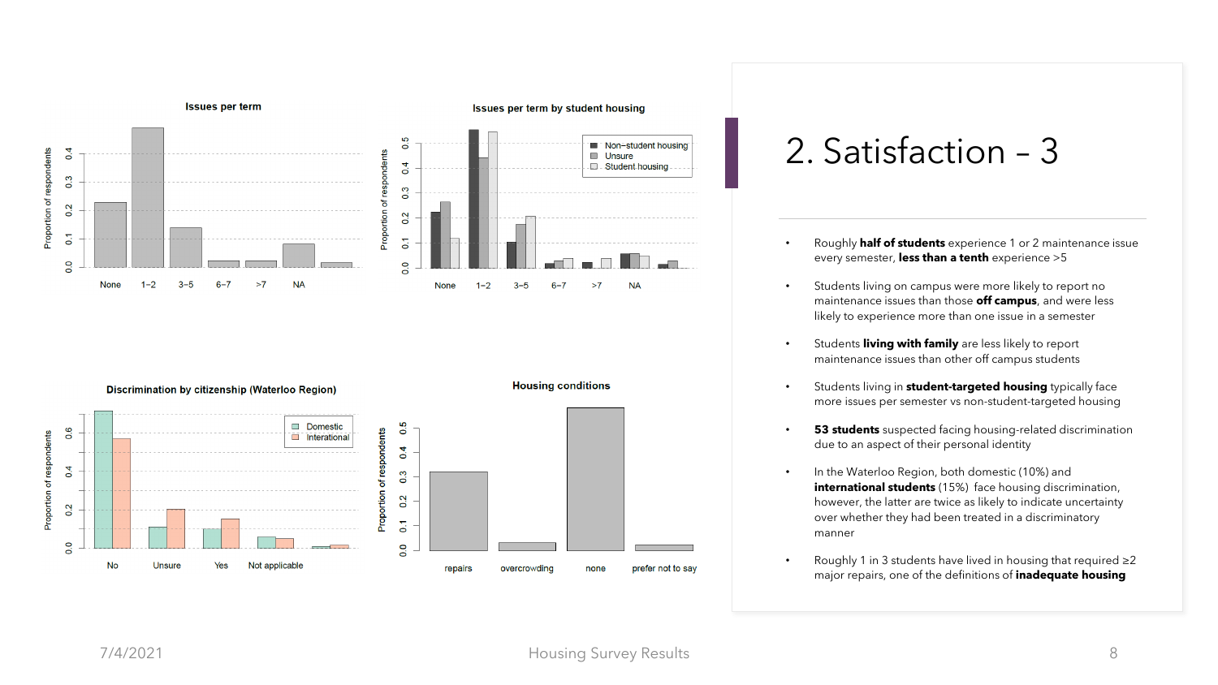# 2. Satisfaction – 3

- Roughly **half of students** experience 1 or 2 maintenance issue every semester, **less than a tenth** experience >5
- Students living on campus were more likely to report no maintenance issues than those **off campus**, and were less likely to experience more than one issue in a semester
- Students **living with family** are less likely to report maintenance issues than other off campus students
- Students living in **student-targeted housing** typically face more issues per semester vs non-student-targeted housing
- **53 students** suspected facing housing-related discrimination due to an aspect of their personal identity
- In the Waterloo Region, both domestic (10%) and **international students** (15%) face housing discrimination, however, the latter are twice as likely to indicate uncertainty over whether they had been treated in a discriminatory manner
- Roughly 1 in 3 students have lived in housing that required ≥2 major repairs, one of the definitions of **inadequate housing**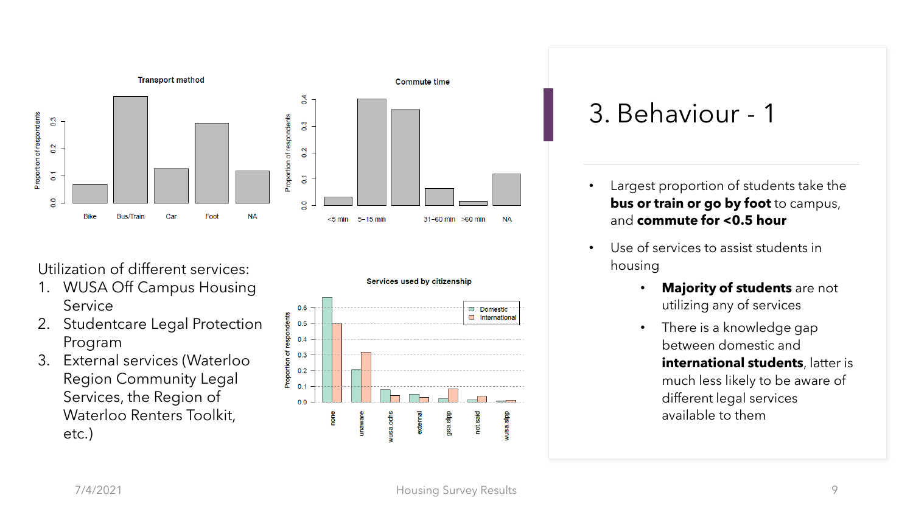# 3. Behaviour - 1

- Largest proportion of students take the **bus or train or go by foot** to campus, and **commute for <0.5 hour**
- Use of services to assist students in housing
  - **Majority of students** are not utilizing any of services
  - There is a knowledge gap between domestic and **international students**, latter is much less likely to be aware of different legal services available to them

Utilization of different services:

1. WUSA Off Campus Housing Service
2. Studentcare Legal Protection Program
3. External services (Waterloo Region Community Legal Services, the Region of Waterloo Renters Toolkit, etc.)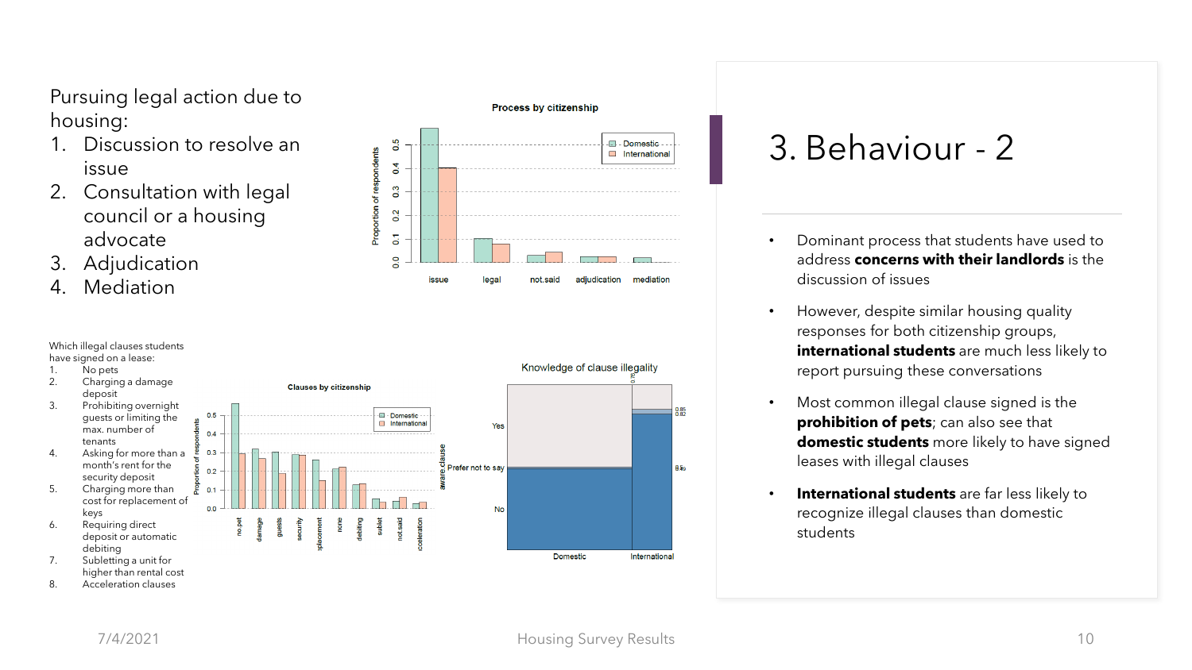# 3. Behaviour - 2

Pursuing legal action due to housing:

1. Discussion to resolve an issue
2. Consultation with legal council or a housing advocate
3. Adjudication
4. Mediation

Which illegal clauses students have signed on a lease:

1. No pets
2. Charging a damage deposit
3. Prohibiting overnight guests or limiting the max. number of tenants
4. Asking for more than a month's rent for the security deposit
5. Charging more than cost for replacement of keys
6. Requiring direct deposit or automatic debiting
7. Subletting a unit for higher than rental cost
8. Acceleration clauses

- Dominant process that students have used to address **concerns with their landlords** is the discussion of issues
- However, despite similar housing quality responses for both citizenship groups, **international students** are much less likely to report pursuing these conversations
- Most common illegal clause signed is the **prohibition of pets**; can also see that **domestic students** more likely to have signed leases with illegal clauses
- **International students** are far less likely to recognize illegal clauses than domestic students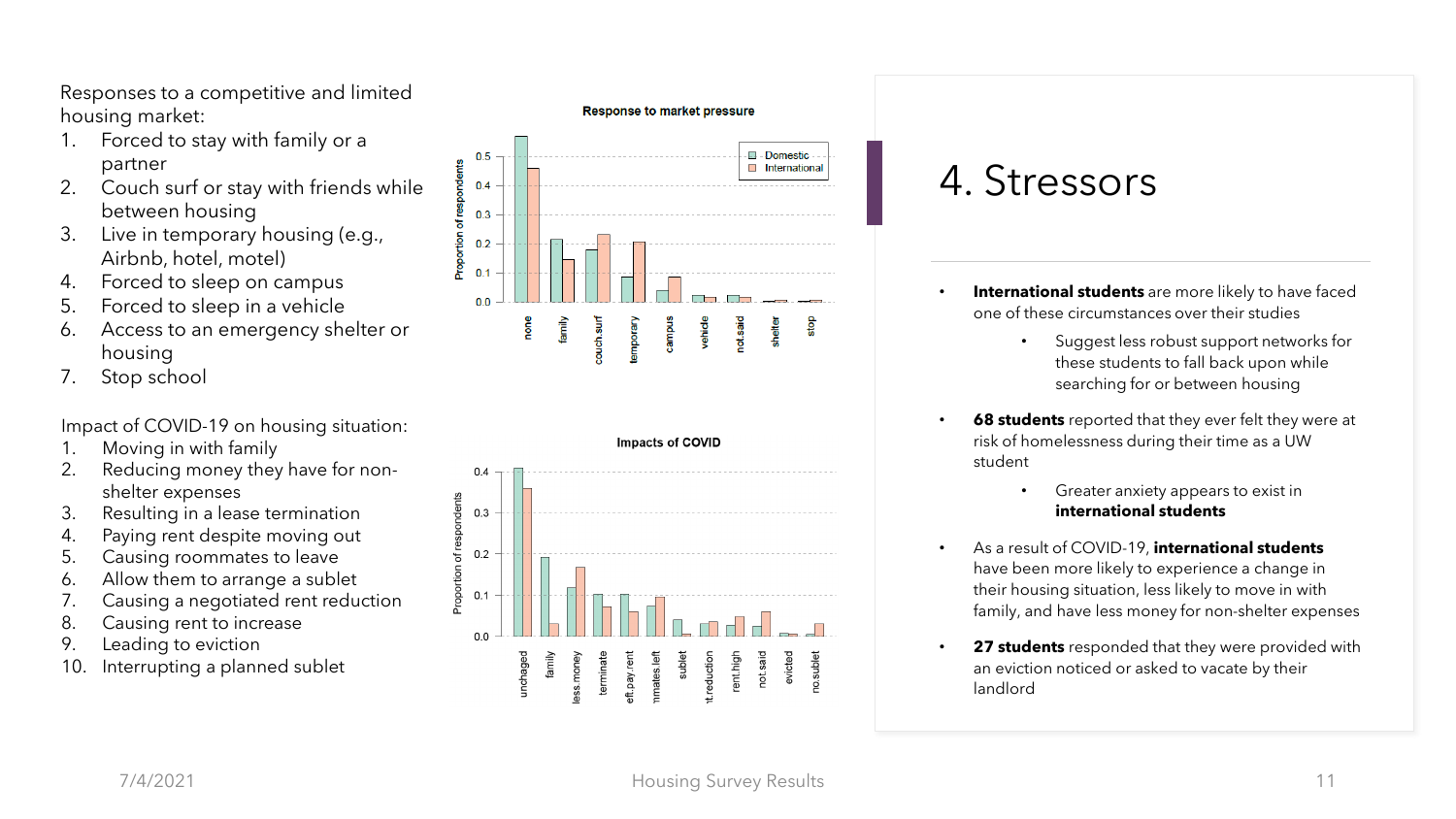# 4. Stressors

Responses to a competitive and limited housing market:

1. Forced to stay with family or a partner
2. Couch surf or stay with friends while between housing
3. Live in temporary housing (e.g., Airbnb, hotel, motel)
4. Forced to sleep on campus
5. Forced to sleep in a vehicle
6. Access to an emergency shelter or housing
7. Stop school

Impact of COVID-19 on housing situation:

1. Moving in with family
2. Reducing money they have for non-shelter expenses
3. Resulting in a lease termination
4. Paying rent despite moving out
5. Causing roommates to leave
6. Allow them to arrange a sublet
7. Causing a negotiated rent reduction
8. Causing rent to increase
9. Leading to eviction
10. Interrupting a planned sublet

**Response to market pressure**

Proportion of respondents (Domestic / International): none, family, couch.surf, temporary, campus, vehicle, not.said, shelter, stop

**Impacts of COVID**

Proportion of respondents (Domestic / International): unchaged, family, less.money, terminate, left.pay.rent, roommates.left, sublet, rent.reduction, rent.high, not.said, evicted, no.sublet

- **International students** are more likely to have faced one of these circumstances over their studies
  - Suggest less robust support networks for these students to fall back upon while searching for or between housing
- **68 students** reported that they ever felt they were at risk of homelessness during their time as a UW student
  - Greater anxiety appears to exist in **international students**
- As a result of COVID-19, **international students** have been more likely to experience a change in their housing situation, less likely to move in with family, and have less money for non-shelter expenses
- **27 students** responded that they were provided with an eviction noticed or asked to vacate by their landlord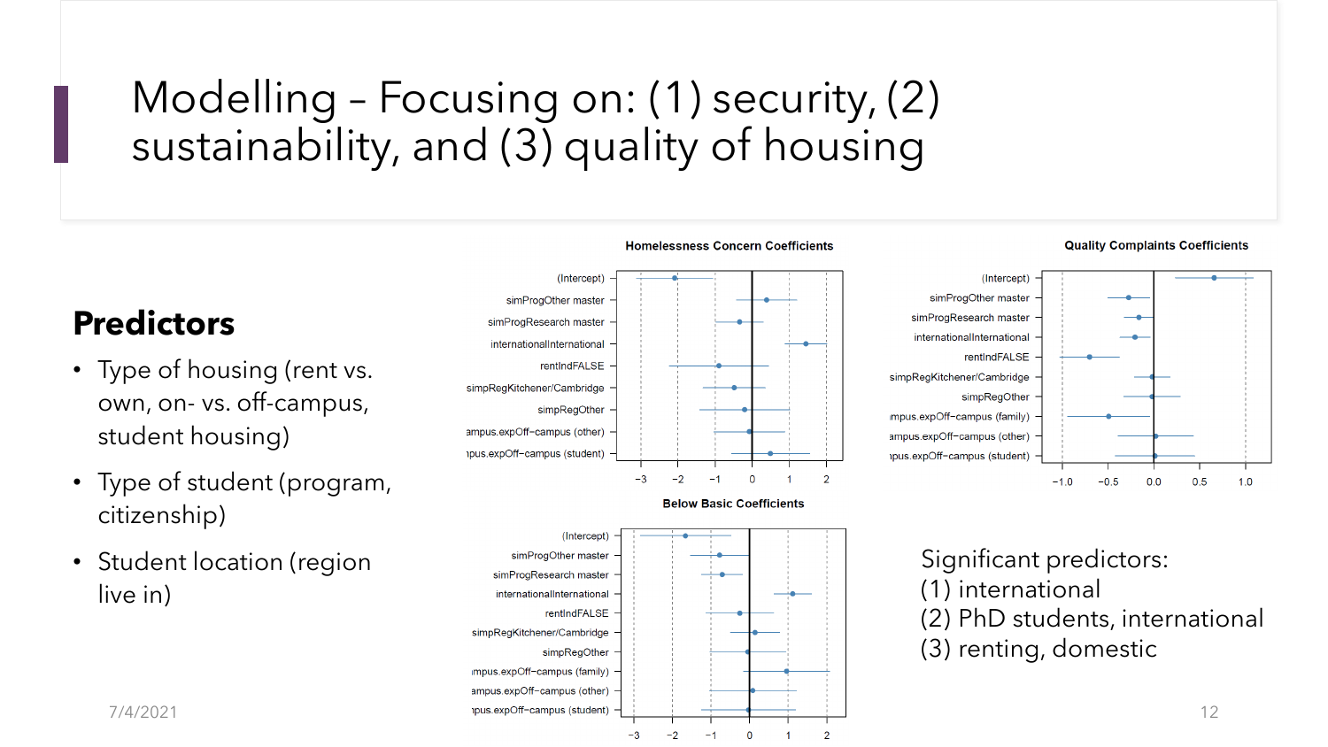# Modelling – Focusing on: (1) security, (2) sustainability, and (3) quality of housing

## Predictors

- Type of housing (rent vs. own, on- vs. off-campus, student housing)
- Type of student (program, citizenship)
- Student location (region live in)

**Homelessness Concern Coefficients**

(Intercept), simpProgOther master, simpProgResearch master, internationalInternational, rentIndFALSE, simpRegKitchener/Cambridge, simpRegOther, ampus.expOff−campus (other), ıpus.expOff−campus (student)

−3 −2 −1 0 1 2

**Quality Complaints Coefficients**

(Intercept), simpProgOther master, simpProgResearch master, internationalInternational, rentIndFALSE, simpRegKitchener/Cambridge, simpRegOther, ımpus.expOff−campus (family), ampus.expOff−campus (other), ıpus.expOff−campus (student)

−1.0 −0.5 0.0 0.5 1.0

**Below Basic Coefficients**

(Intercept), simpProgOther master, simpProgResearch master, internationalInternational, rentIndFALSE, simpRegKitchener/Cambridge, simpRegOther, ımpus.expOff−campus (family), ampus.expOff−campus (other), ıpus.expOff−campus (student)

−3 −2 −1 0 1 2

Significant predictors:
(1) international
(2) PhD students, international
(3) renting, domestic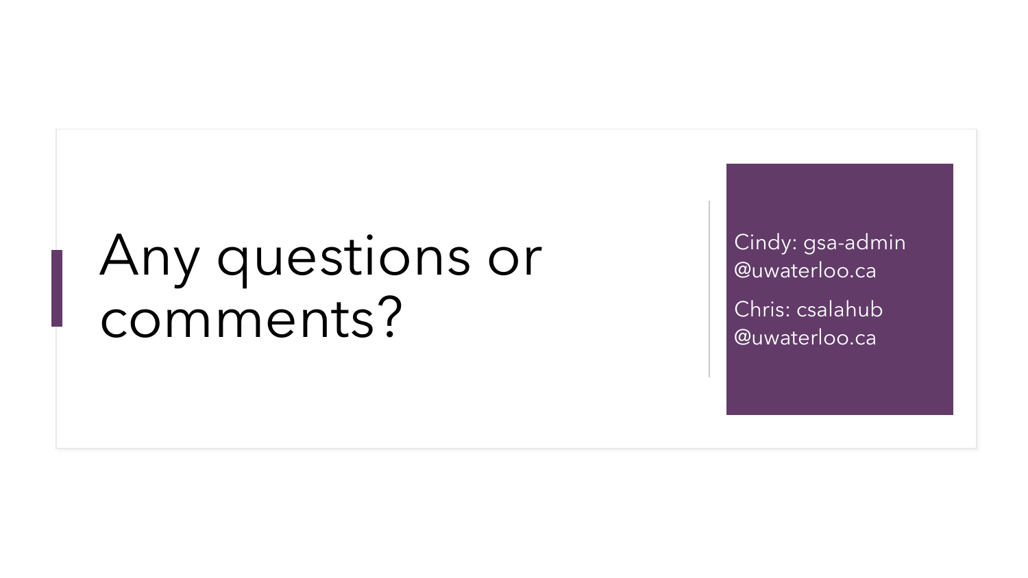# Any questions or comments?

Cindy: gsa-admin@uwaterloo.ca

Chris: csalahub@uwaterloo.ca